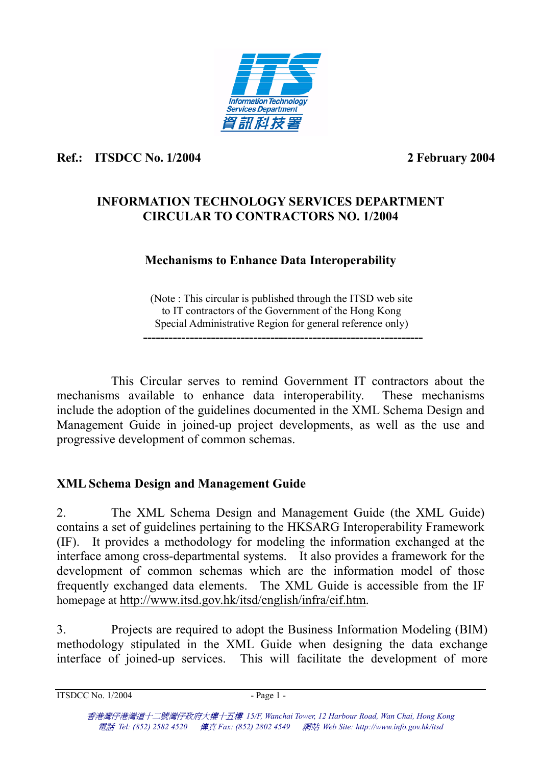**Ref.: ITSDCC No. 1/2004** **2 February 2004**

# INFORMATION TECHNOLOGY SERVICES DEPARTMENT CIRCULAR TO CONTRACTORS NO. 1/2004

## Mechanisms to Enhance Data Interoperability

(Note : This circular is published through the ITSD web site to IT contractors of the Government of the Hong Kong Special Administrative Region for general reference only)

---

This Circular serves to remind Government IT contractors about the mechanisms available to enhance data interoperability. These mechanisms include the adoption of the guidelines documented in the XML Schema Design and Management Guide in joined-up project developments, as well as the use and progressive development of common schemas.

### XML Schema Design and Management Guide

2. The XML Schema Design and Management Guide (the XML Guide) contains a set of guidelines pertaining to the HKSARG Interoperability Framework (IF). It provides a methodology for modeling the information exchanged at the interface among cross-departmental systems. It also provides a framework for the development of common schemas which are the information model of those frequently exchanged data elements. The XML Guide is accessible from the IF homepage at http://www.itsd.gov.hk/itsd/english/infra/eif.htm.

3. Projects are required to adopt the Business Information Modeling (BIM) methodology stipulated in the XML Guide when designing the data exchange interface of joined-up services. This will facilitate the development of more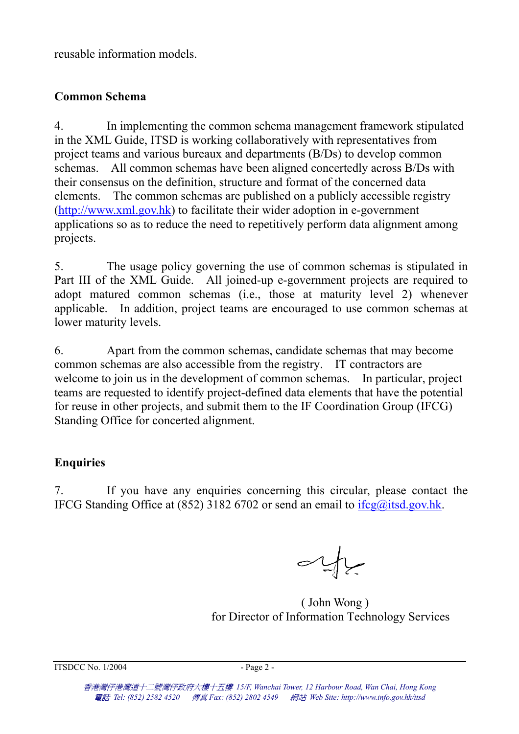reusable information models.

## Common Schema

4. In implementing the common schema management framework stipulated in the XML Guide, ITSD is working collaboratively with representatives from project teams and various bureaux and departments (B/Ds) to develop common schemas. All common schemas have been aligned concertedly across B/Ds with their consensus on the definition, structure and format of the concerned data elements. The common schemas are published on a publicly accessible registry (http://www.xml.gov.hk) to facilitate their wider adoption in e-government applications so as to reduce the need to repetitively perform data alignment among projects.

5. The usage policy governing the use of common schemas is stipulated in Part III of the XML Guide. All joined-up e-government projects are required to adopt matured common schemas (i.e., those at maturity level 2) whenever applicable. In addition, project teams are encouraged to use common schemas at lower maturity levels.

6. Apart from the common schemas, candidate schemas that may become common schemas are also accessible from the registry. IT contractors are welcome to join us in the development of common schemas. In particular, project teams are requested to identify project-defined data elements that have the potential for reuse in other projects, and submit them to the IF Coordination Group (IFCG) Standing Office for concerted alignment.

## Enquiries

7. If you have any enquiries concerning this circular, please contact the IFCG Standing Office at (852) 3182 6702 or send an email to ifcg@itsd.gov.hk.

( John Wong )
for Director of Information Technology Services

ITSDCC No. 1/2004

*香港灣仔港灣道十二號灣仔政府大樓十五樓 15/F, Wanchai Tower, 12 Harbour Road, Wan Chai, Hong Kong*
*電話 Tel: (852) 2582 4520　傳真 Fax: (852) 2802 4549　網站 Web Site: http://www.info.gov.hk/itsd*